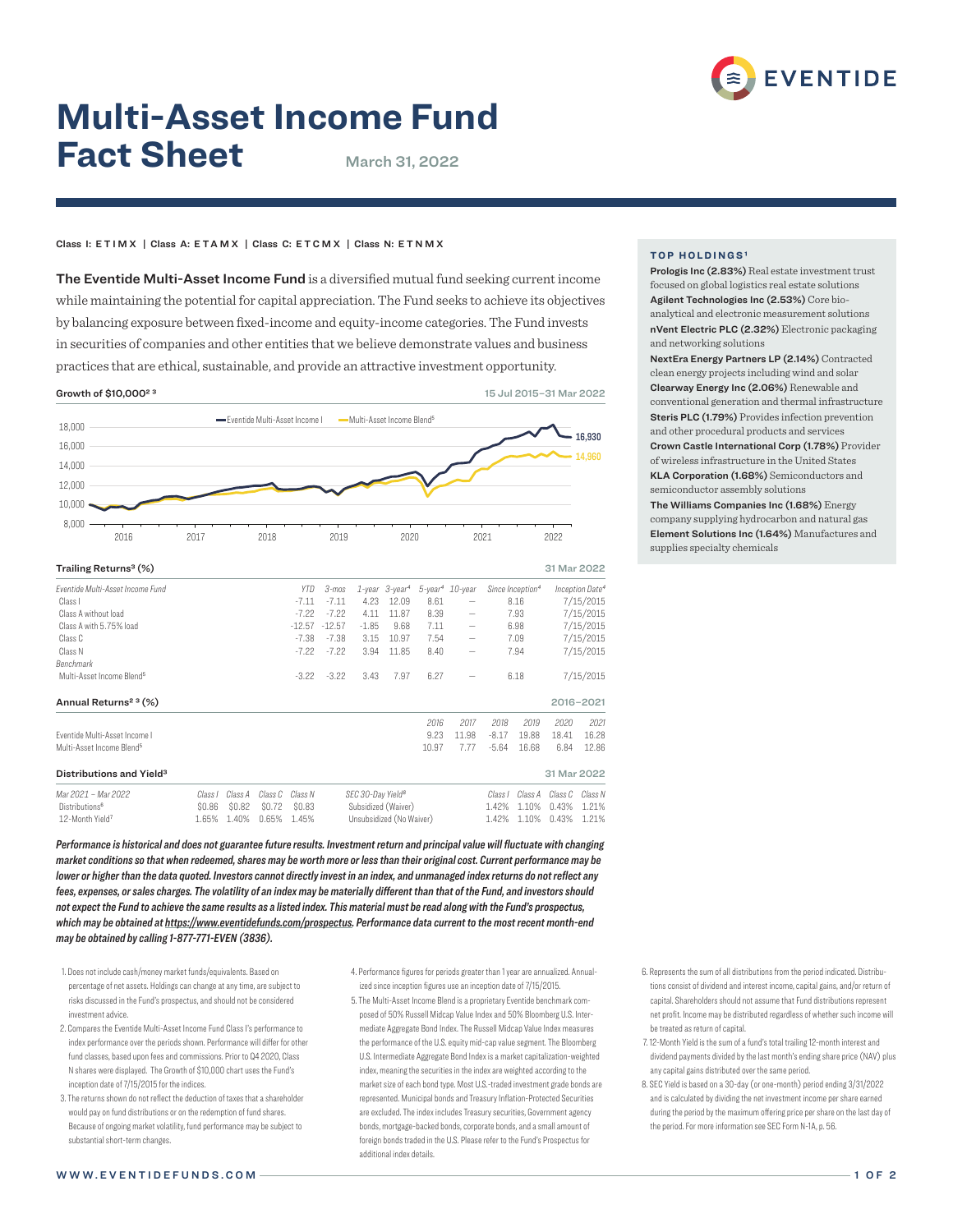# Multi-Asset Income Fund Fact Sheet

March 31, 2022

Class I: ETIMX | Class A: ETAMX | Class C: ETCMX | Class N: ETNMX

**The Eventide Multi-Asset Income Fund** is a diversified mutual fund seeking current income while maintaining the potential for capital appreciation. The Fund seeks to achieve its objectives by balancing exposure between fixed-income and equity-income categories. The Fund invests in securities of companies and other entities that we believe demonstrate values and business practices that are ethical, sustainable, and provide an attractive investment opportunity.

### Growth of $10,000[2 3]

15 Jul 2015–31 Mar 2022

Eventide Multi-Asset Income I: 16,930
Multi-Asset Income Blend[5]: 14,960

### Trailing Returns[3] (%)

31 Mar 2022

| Eventide Multi-Asset Income Fund | YTD | 3-mos | 1-year | 3-year[4] | 5-year[4] | 10-year | Since Inception[4] | Inception Date[4] |
|---|---|---|---|---|---|---|---|---|
| Class I | -7.11 | -7.11 | 4.23 | 12.09 | 8.61 | – | 8.16 | 7/15/2015 |
| Class A without load | -7.22 | -7.22 | 4.11 | 11.87 | 8.39 | – | 7.93 | 7/15/2015 |
| Class A with 5.75% load | -12.57 | -12.57 | -1.85 | 9.68 | 7.11 | – | 6.98 | 7/15/2015 |
| Class C | -7.38 | -7.38 | 3.15 | 10.97 | 7.54 | – | 7.09 | 7/15/2015 |
| Class N | -7.22 | -7.22 | 3.94 | 11.85 | 8.40 | – | 7.94 | 7/15/2015 |
| *Benchmark* | | | | | | | | |
| Multi-Asset Income Blend[5] | -3.22 | -3.22 | 3.43 | 7.97 | 6.27 | – | 6.18 | 7/15/2015 |

### Annual Returns[2 3] (%)

2016–2021

| | 2016 | 2017 | 2018 | 2019 | 2020 | 2021 |
|---|---|---|---|---|---|---|
| Eventide Multi-Asset Income I | 9.23 | 11.98 | -8.17 | 19.88 | 18.41 | 16.28 |
| Multi-Asset Income Blend[5] | 10.97 | 7.77 | -5.64 | 16.68 | 6.84 | 12.86 |

### Distributions and Yield[3]

31 Mar 2022

| Mar 2021 – Mar 2022 | Class I | Class A | Class C | Class N |
|---|---|---|---|---|
| Distributions[6] | $0.86 | $0.82 | $0.72 | $0.83 |
| 12-Month Yield[7] | 1.65% | 1.40% | 0.65% | 1.45% |

| SEC 30-Day Yield[8] | Class I | Class A | Class C | Class N |
|---|---|---|---|---|
| Subsidized (Waiver) | 1.42% | 1.10% | 0.43% | 1.21% |
| Unsubsidized (No Waiver) | 1.42% | 1.10% | 0.43% | 1.21% |

### TOP HOLDINGS[1]

**Prologis Inc (2.83%)** Real estate investment trust focused on global logistics real estate solutions
**Agilent Technologies Inc (2.53%)** Core bio-analytical and electronic measurement solutions
**nVent Electric PLC (2.32%)** Electronic packaging and networking solutions
**NextEra Energy Partners LP (2.14%)** Contracted clean energy projects including wind and solar
**Clearway Energy Inc (2.06%)** Renewable and conventional generation and thermal infrastructure
**Steris PLC (1.79%)** Provides infection prevention and other procedural products and services
**Crown Castle International Corp (1.78%)** Provider of wireless infrastructure in the United States
**KLA Corporation (1.68%)** Semiconductors and semiconductor assembly solutions
**The Williams Companies Inc (1.68%)** Energy company supplying hydrocarbon and natural gas
**Element Solutions Inc (1.64%)** Manufactures and supplies specialty chemicals

***Performance is historical and does not guarantee future results. Investment return and principal value will fluctuate with changing market conditions so that when redeemed, shares may be worth more or less than their original cost. Current performance may be lower or higher than the data quoted. Investors cannot directly invest in an index, and unmanaged index returns do not reflect any fees, expenses, or sales charges. The volatility of an index may be materially different than that of the Fund, and investors should not expect the Fund to achieve the same results as a listed index. This material must be read along with the Fund's prospectus, which may be obtained at https://www.eventidefunds.com/prospectus. Performance data current to the most recent month-end may be obtained by calling 1-877-771-EVEN (3836).***

1. Does not include cash/money market funds/equivalents. Based on percentage of net assets. Holdings can change at any time, are subject to risks discussed in the Fund's prospectus, and should not be considered investment advice.
2. Compares the Eventide Multi-Asset Income Fund Class I's performance to index performance over the periods shown. Performance will differ for other fund classes, based upon fees and commissions. Prior to Q4 2020, Class N shares were displayed. The Growth of $10,000 chart uses the Fund's inception date of 7/15/2015 for the indices.
3. The returns shown do not reflect the deduction of taxes that a shareholder would pay on fund distributions or on the redemption of fund shares. Because of ongoing market volatility, fund performance may be subject to substantial short-term changes.
4. Performance figures for periods greater than 1 year are annualized. Annualized since inception figures use an inception date of 7/15/2015.
5. The Multi-Asset Income Blend is a proprietary Eventide benchmark composed of 50% Russell Midcap Value Index and 50% Bloomberg U.S. Intermediate Aggregate Bond Index. The Russell Midcap Value Index measures the performance of the U.S. equity mid-cap value segment. The Bloomberg U.S. Intermediate Aggregate Bond Index is a market capitalization-weighted index, meaning the securities in the index are weighted according to the market size of each bond type. Most U.S.-traded investment grade bonds are represented. Municipal bonds and Treasury Inflation-Protected Securities are excluded. The index includes Treasury securities, Government agency bonds, mortgage-backed bonds, corporate bonds, and a small amount of foreign bonds traded in the U.S. Please refer to the Fund's Prospectus for additional index details.
6. Represents the sum of all distributions from the period indicated. Distributions consist of dividend and interest income, capital gains, and/or return of capital. Shareholders should not assume that Fund distributions represent net profit. Income may be distributed regardless of whether such income will be treated as return of capital.
7. 12-Month Yield is the sum of a fund's total trailing 12-month interest and dividend payments divided by the last month's ending share price (NAV) plus any capital gains distributed over the same period.
8. SEC Yield is based on a 30-day (or one-month) period ending 3/31/2022 and is calculated by dividing the net investment income per share earned during the period by the maximum offering price per share on the last day of the period. For more information see SEC Form N-1A, p. 56.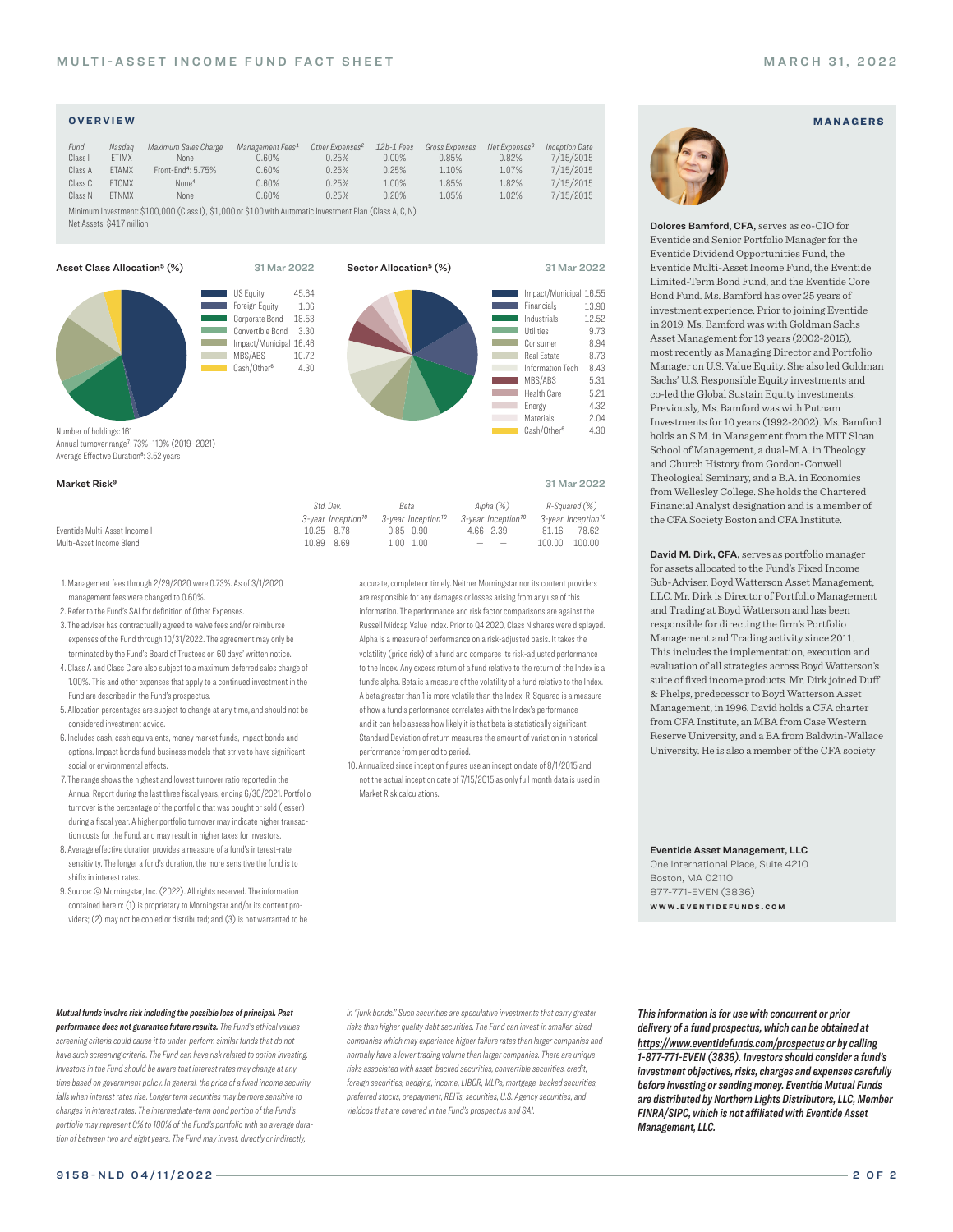## OVERVIEW

| Fund | Nasdaq | Maximum Sales Charge | Management Fees[1] | Other Expenses[2] | 12b-1 Fees | Gross Expenses | Net Expenses[3] | Inception Date |
|---|---|---|---|---|---|---|---|---|
| Class I | ETIMX | None | 0.60% | 0.25% | 0.00% | 0.85% | 0.82% | 7/15/2015 |
| Class A | ETAMX | Front-End[4]: 5.75% | 0.60% | 0.25% | 0.25% | 1.10% | 1.07% | 7/15/2015 |
| Class C | ETCMX | None[4] | 0.60% | 0.25% | 1.00% | 1.85% | 1.82% | 7/15/2015 |
| Class N | ETNMX | None | 0.60% | 0.25% | 0.20% | 1.05% | 1.02% | 7/15/2015 |

Minimum Investment: $100,000 (Class I), $1,000 or $100 with Automatic Investment Plan (Class A, C, N)
Net Assets: $417 million

### Asset Class Allocation[5] (%) — 31 Mar 2022

US Equity 45.64
Foreign Equity 1.06
Corporate Bond 18.53
Convertible Bond 3.30
Impact/Municipal 16.46
MBS/ABS 10.72
Cash/Other[6] 4.30

Number of holdings: 161
Annual turnover range[7]: 73%–110% (2019–2021)
Average Effective Duration[8]: 3.52 years

### Sector Allocation[5] (%) — 31 Mar 2022

Impact/Municipal 16.55
Financials 13.90
Industrials 12.52
Utilities 9.73
Consumer 8.94
Real Estate 8.73
Information Tech 8.43
MBS/ABS 5.31
Health Care 5.21
Energy 4.32
Materials 2.04
Cash/Other[6] 4.30

### Market Risk[9] — 31 Mar 2022

| | Std. Dev. | | Beta | | Alpha (%) | | R-Squared (%) | |
|---|---|---|---|---|---|---|---|---|
| | 3-year | Inception[10] | 3-year | Inception[10] | 3-year | Inception[10] | 3-year | Inception[10] |
| Eventide Multi-Asset Income I | 10.25 | 8.78 | 0.85 | 0.90 | 4.66 | 2.39 | 81.16 | 78.62 |
| Multi-Asset Income Blend | 10.89 | 8.69 | 1.00 | 1.00 | — | — | 100.00 | 100.00 |

1. Management fees through 2/29/2020 were 0.73%. As of 3/1/2020 management fees were changed to 0.60%.
2. Refer to the Fund's SAI for definition of Other Expenses.
3. The adviser has contractually agreed to waive fees and/or reimburse expenses of the Fund through 10/31/2022. The agreement may only be terminated by the Fund's Board of Trustees on 60 days' written notice.
4. Class A and Class C are also subject to a maximum deferred sales charge of 1.00%. This and other expenses that apply to a continued investment in the Fund are described in the Fund's prospectus.
5. Allocation percentages are subject to change at any time, and should not be considered investment advice.
6. Includes cash, cash equivalents, money market funds, impact bonds and options. Impact bonds fund business models that strive to have significant social or environmental effects.
7. The range shows the highest and lowest turnover ratio reported in the Annual Report during the last three fiscal years, ending 6/30/2021. Portfolio turnover is the percentage of the portfolio that was bought or sold (lesser) during a fiscal year. A higher portfolio turnover may indicate higher transaction costs for the Fund, and may result in higher taxes for investors.
8. Average effective duration provides a measure of a fund's interest-rate sensitivity. The longer a fund's duration, the more sensitive the fund is to shifts in interest rates.
9. Source: © Morningstar, Inc. (2022). All rights reserved. The information contained herein: (1) is proprietary to Morningstar and/or its content providers; (2) may not be copied or distributed; and (3) is not warranted to be accurate, complete or timely. Neither Morningstar nor its content providers are responsible for any damages or losses arising from any use of this information. The performance and risk factor comparisons are against the Russell Midcap Value Index. Prior to Q4 2020, Class N shares were displayed. Alpha is a measure of performance on a risk-adjusted basis. It takes the volatility (price risk) of a fund and compares its risk-adjusted performance to the Index. Any excess return of a fund relative to the return of the Index is a fund's alpha. Beta is a measure of the volatility of a fund relative to the Index. A beta greater than 1 is more volatile than the Index. R-Squared is a measure of how a fund's performance correlates with the Index's performance and it can help assess how likely it is that beta is statistically significant. Standard Deviation of return measures the amount of variation in historical performance from period to period.
10. Annualized since inception figures use an inception date of 8/1/2015 and not the actual inception date of 7/15/2015 as only full month data is used in Market Risk calculations.

## MANAGERS

**Dolores Bamford, CFA,** serves as co-CIO for Eventide and Senior Portfolio Manager for the Eventide Dividend Opportunities Fund, the Eventide Multi-Asset Income Fund, the Eventide Limited-Term Bond Fund, and the Eventide Core Bond Fund. Ms. Bamford has over 25 years of investment experience. Prior to joining Eventide in 2019, Ms. Bamford was with Goldman Sachs Asset Management for 13 years (2002-2015), most recently as Managing Director and Portfolio Manager on U.S. Value Equity. She also led Goldman Sachs' U.S. Responsible Equity investments and co-led the Global Sustain Equity investments. Previously, Ms. Bamford was with Putnam Investments for 10 years (1992-2002). Ms. Bamford holds an S.M. in Management from the MIT Sloan School of Management, a dual-M.A. in Theology and Church History from Gordon-Conwell Theological Seminary, and a B.A. in Economics from Wellesley College. She holds the Chartered Financial Analyst designation and is a member of the CFA Society Boston and CFA Institute.

**David M. Dirk, CFA,** serves as portfolio manager for assets allocated to the Fund's Fixed Income Sub-Adviser, Boyd Watterson Asset Management, LLC. Mr. Dirk is Director of Portfolio Management and Trading at Boyd Watterson and has been responsible for directing the firm's Portfolio Management and Trading activity since 2011. This includes the implementation, execution and evaluation of all strategies across Boyd Watterson's suite of fixed income products. Mr. Dirk joined Duff & Phelps, predecessor to Boyd Watterson Asset Management, in 1996. David holds a CFA charter from CFA Institute, an MBA from Case Western Reserve University, and a BA from Baldwin-Wallace University. He is also a member of the CFA society

**Eventide Asset Management, LLC**
One International Place, Suite 4210
Boston, MA 02110
877-771-EVEN (3836)
**WWW.EVENTIDEFUNDS.COM**

***Mutual funds involve risk including the possible loss of principal. Past performance does not guarantee future results.*** *The Fund's ethical values screening criteria could cause it to under-perform similar funds that do not have such screening criteria. The Fund can have risk related to option investing. Investors in the Fund should be aware that interest rates may change at any time based on government policy. In general, the price of a fixed income security falls when interest rates rise. Longer term securities may be more sensitive to changes in interest rates. The intermediate-term bond portion of the Fund's portfolio may represent 0% to 100% of the Fund's portfolio with an average duration of between two and eight years. The Fund may invest, directly or indirectly, in "junk bonds." Such securities are speculative investments that carry greater risks than higher quality debt securities. The Fund can invest in smaller-sized companies which may experience higher failure rates than larger companies and normally have a lower trading volume than larger companies. There are unique risks associated with asset-backed securities, convertible securities, credit, foreign securities, hedging, income, LIBOR, MLPs, mortgage-backed securities, preferred stocks, prepayment, REITs, securities, U.S. Agency securities, and yieldcos that are covered in the Fund's prospectus and SAI.*

***This information is for use with concurrent or prior delivery of a fund prospectus, which can be obtained at https://www.eventidefunds.com/prospectus or by calling 1-877-771-EVEN (3836). Investors should consider a fund's investment objectives, risks, charges and expenses carefully before investing or sending money. Eventide Mutual Funds are distributed by Northern Lights Distributors, LLC, Member FINRA/SIPC, which is not affiliated with Eventide Asset Management, LLC.***

9158-NLD 04/11/2022